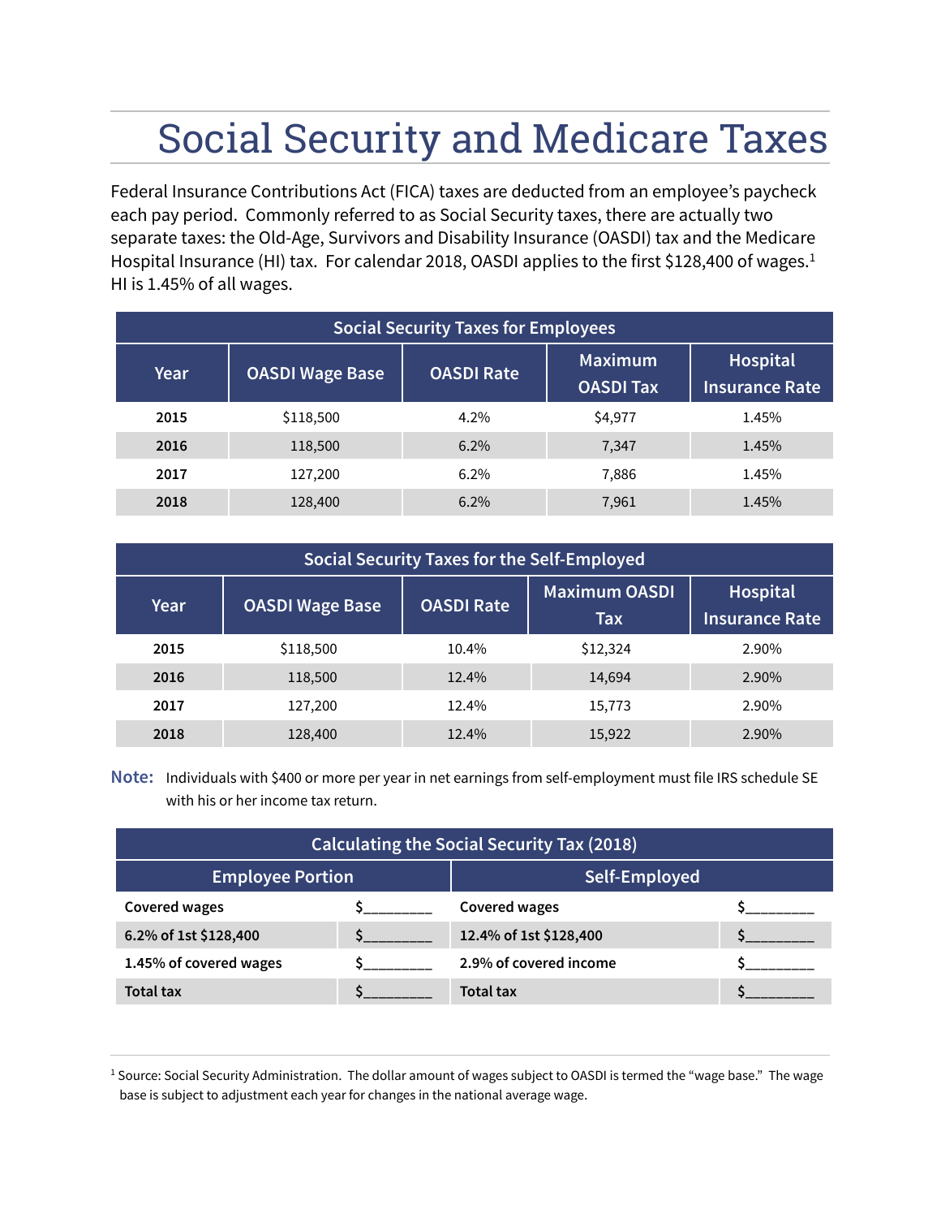# Social Security and Medicare Taxes

Federal Insurance Contributions Act (FICA) taxes are deducted from an employee's paycheck each pay period. Commonly referred to as Social Security taxes, there are actually two separate taxes: the Old-Age, Survivors and Disability Insurance (OASDI) tax and the Medicare Hospital Insurance (HI) tax. For calendar 2018, OASDI applies to the first $128,400 of wages.[1] HI is 1.45% of all wages.

| Social Security Taxes for Employees | | | | |
|---|---|---|---|---|
| **Year** | **OASDI Wage Base** | **OASDI Rate** | **Maximum OASDI Tax** | **Hospital Insurance Rate** |
| **2015** | $118,500 | 4.2% | $4,977 | 1.45% |
| **2016** | 118,500 | 6.2% | 7,347 | 1.45% |
| **2017** | 127,200 | 6.2% | 7,886 | 1.45% |
| **2018** | 128,400 | 6.2% | 7,961 | 1.45% |

| Social Security Taxes for the Self-Employed | | | | |
|---|---|---|---|---|
| **Year** | **OASDI Wage Base** | **OASDI Rate** | **Maximum OASDI Tax** | **Hospital Insurance Rate** |
| **2015** | $118,500 | 10.4% | $12,324 | 2.90% |
| **2016** | 118,500 | 12.4% | 14,694 | 2.90% |
| **2017** | 127,200 | 12.4% | 15,773 | 2.90% |
| **2018** | 128,400 | 12.4% | 15,922 | 2.90% |

**Note:** Individuals with $400 or more per year in net earnings from self-employment must file IRS schedule SE with his or her income tax return.

| Calculating the Social Security Tax (2018) | | | |
|---|---|---|---|
| **Employee Portion** | | **Self-Employed** | |
| **Covered wages** | $________ | **Covered wages** | $________ |
| **6.2% of 1st $128,400** | $________ | **12.4% of 1st $128,400** | $________ |
| **1.45% of covered wages** | $________ | **2.9% of covered income** | $________ |
| **Total tax** | $________ | **Total tax** | $________ |

[1] Source: Social Security Administration. The dollar amount of wages subject to OASDI is termed the "wage base." The wage base is subject to adjustment each year for changes in the national average wage.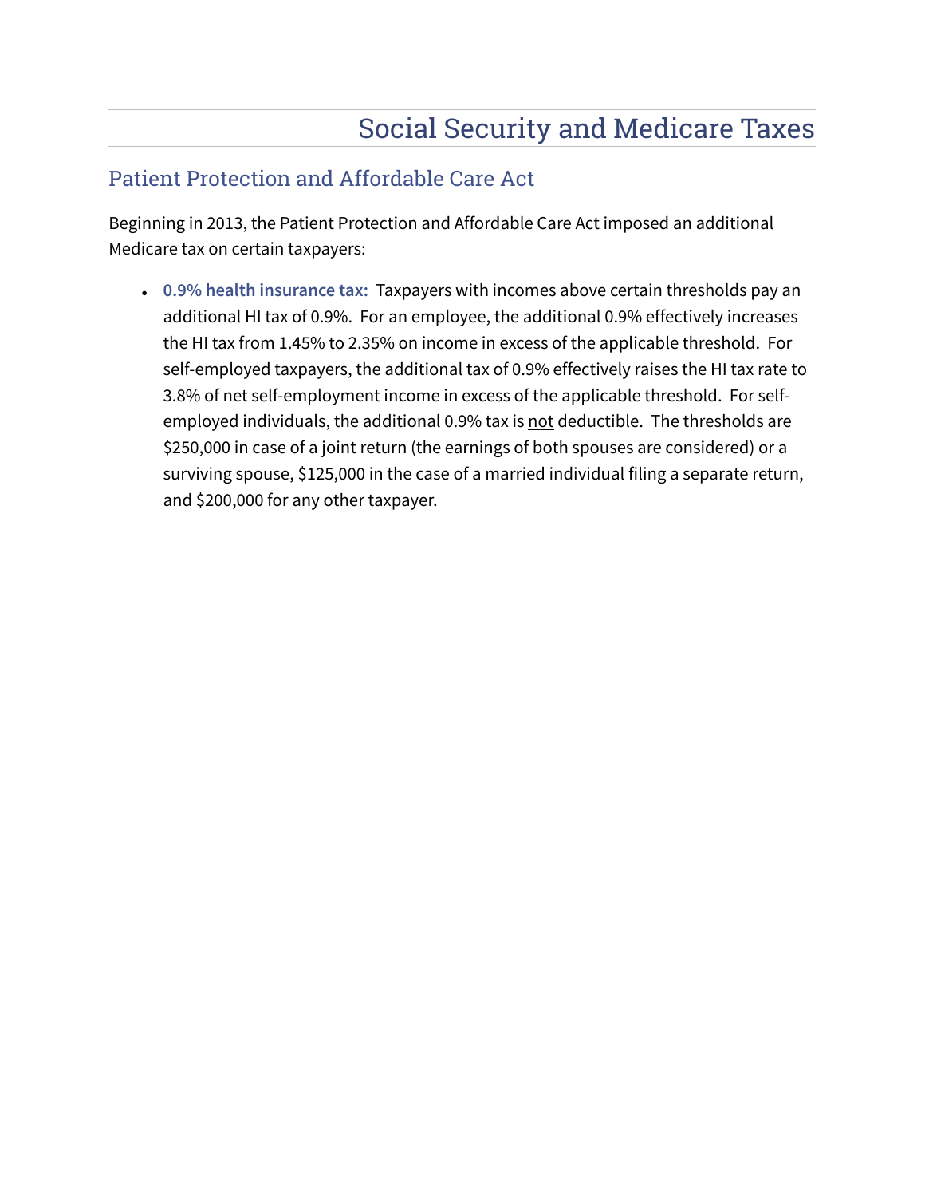# Social Security and Medicare Taxes

## Patient Protection and Affordable Care Act

Beginning in 2013, the Patient Protection and Affordable Care Act imposed an additional Medicare tax on certain taxpayers:

- **0.9% health insurance tax:** Taxpayers with incomes above certain thresholds pay an additional HI tax of 0.9%. For an employee, the additional 0.9% effectively increases the HI tax from 1.45% to 2.35% on income in excess of the applicable threshold. For self-employed taxpayers, the additional tax of 0.9% effectively raises the HI tax rate to 3.8% of net self-employment income in excess of the applicable threshold. For self-employed individuals, the additional 0.9% tax is <u>not</u> deductible. The thresholds are $250,000 in case of a joint return (the earnings of both spouses are considered) or a surviving spouse, $125,000 in the case of a married individual filing a separate return, and $200,000 for any other taxpayer.